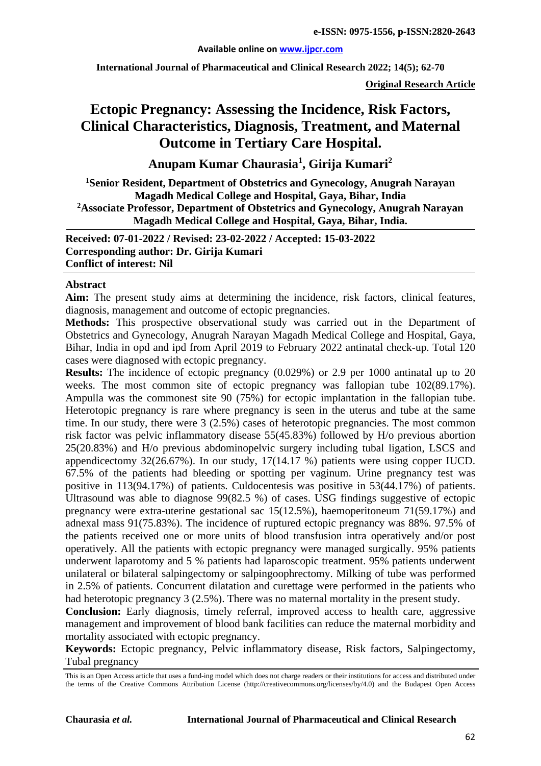**e-ISSN: 0975-1556, p-ISSN:2820-2643**

**Available online on www.ijpcr.com**

**Original Research Article**

# Ectopic Pregnancy: Assessing the Incidence, Risk Factors, Clinical Characteristics, Diagnosis, Treatment, and Maternal Outcome in Tertiary Care Hospital.

**Anupam Kumar Chaurasia[1], Girija Kumari[2]**

**[1]Senior Resident, Department of Obstetrics and Gynecology, Anugrah Narayan Magadh Medical College and Hospital, Gaya, Bihar, India**
**[2]Associate Professor, Department of Obstetrics and Gynecology, Anugrah Narayan Magadh Medical College and Hospital, Gaya, Bihar, India.**

**Received: 07-01-2022 / Revised: 23-02-2022 / Accepted: 15-03-2022**
**Corresponding author: Dr. Girija Kumari**
**Conflict of interest: Nil**

## Abstract

**Aim:** The present study aims at determining the incidence, risk factors, clinical features, diagnosis, management and outcome of ectopic pregnancies.

**Methods:** This prospective observational study was carried out in the Department of Obstetrics and Gynecology, Anugrah Narayan Magadh Medical College and Hospital, Gaya, Bihar, India in opd and ipd from April 2019 to February 2022 antinatal check-up. Total 120 cases were diagnosed with ectopic pregnancy.

**Results:** The incidence of ectopic pregnancy (0.029%) or 2.9 per 1000 antinatal up to 20 weeks. The most common site of ectopic pregnancy was fallopian tube 102(89.17%). Ampulla was the commonest site 90 (75%) for ectopic implantation in the fallopian tube. Heterotopic pregnancy is rare where pregnancy is seen in the uterus and tube at the same time. In our study, there were 3 (2.5%) cases of heterotopic pregnancies. The most common risk factor was pelvic inflammatory disease 55(45.83%) followed by H/o previous abortion 25(20.83%) and H/o previous abdominopelvic surgery including tubal ligation, LSCS and appendicectomy 32(26.67%). In our study, 17(14.17 %) patients were using copper IUCD. 67.5% of the patients had bleeding or spotting per vaginum. Urine pregnancy test was positive in 113(94.17%) of patients. Culdocentesis was positive in 53(44.17%) of patients. Ultrasound was able to diagnose 99(82.5 %) of cases. USG findings suggestive of ectopic pregnancy were extra-uterine gestational sac 15(12.5%), haemoperitoneum 71(59.17%) and adnexal mass 91(75.83%). The incidence of ruptured ectopic pregnancy was 88%. 97.5% of the patients received one or more units of blood transfusion intra operatively and/or post operatively. All the patients with ectopic pregnancy were managed surgically. 95% patients underwent laparotomy and 5 % patients had laparoscopic treatment. 95% patients underwent unilateral or bilateral salpingectomy or salpingoophrectomy. Milking of tube was performed in 2.5% of patients. Concurrent dilatation and curettage were performed in the patients who had heterotopic pregnancy 3 (2.5%). There was no maternal mortality in the present study.

**Conclusion:** Early diagnosis, timely referral, improved access to health care, aggressive management and improvement of blood bank facilities can reduce the maternal morbidity and mortality associated with ectopic pregnancy.

**Keywords:** Ectopic pregnancy, Pelvic inflammatory disease, Risk factors, Salpingectomy, Tubal pregnancy

This is an Open Access article that uses a fund-ing model which does not charge readers or their institutions for access and distributed under the terms of the Creative Commons Attribution License (http://creativecommons.org/licenses/by/4.0) and the Budapest Open Access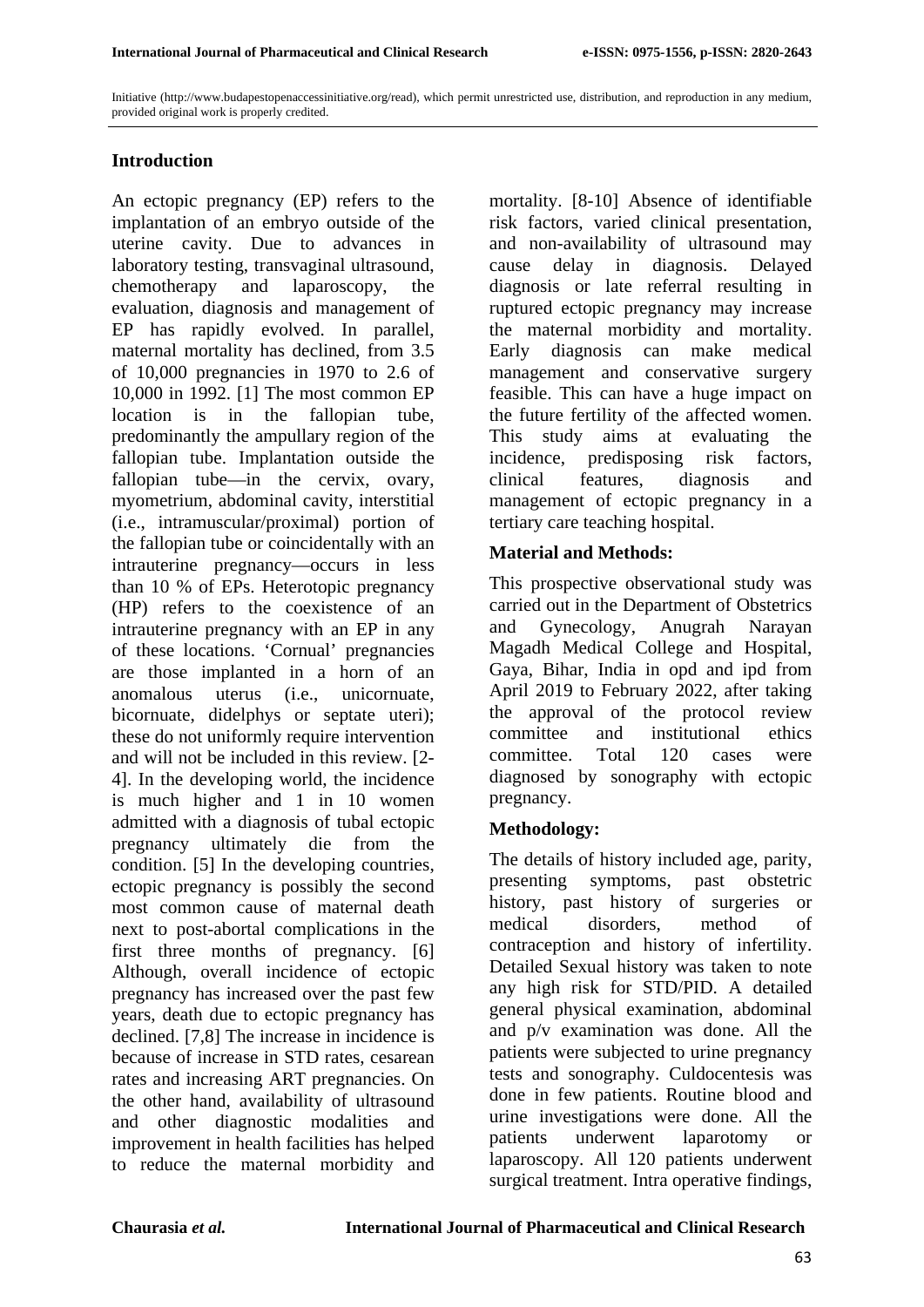Initiative (http://www.budapestopenaccessinitiative.org/read), which permit unrestricted use, distribution, and reproduction in any medium, provided original work is properly credited.

## Introduction

An ectopic pregnancy (EP) refers to the implantation of an embryo outside of the uterine cavity. Due to advances in laboratory testing, transvaginal ultrasound, chemotherapy and laparoscopy, the evaluation, diagnosis and management of EP has rapidly evolved. In parallel, maternal mortality has declined, from 3.5 of 10,000 pregnancies in 1970 to 2.6 of 10,000 in 1992. [1] The most common EP location is in the fallopian tube, predominantly the ampullary region of the fallopian tube. Implantation outside the fallopian tube—in the cervix, ovary, myometrium, abdominal cavity, interstitial (i.e., intramuscular/proximal) portion of the fallopian tube or coincidentally with an intrauterine pregnancy—occurs in less than 10 % of EPs. Heterotopic pregnancy (HP) refers to the coexistence of an intrauterine pregnancy with an EP in any of these locations. 'Cornual' pregnancies are those implanted in a horn of an anomalous uterus (i.e., unicornuate, bicornuate, didelphys or septate uteri); these do not uniformly require intervention and will not be included in this review. [2-4]. In the developing world, the incidence is much higher and 1 in 10 women admitted with a diagnosis of tubal ectopic pregnancy ultimately die from the condition. [5] In the developing countries, ectopic pregnancy is possibly the second most common cause of maternal death next to post-abortal complications in the first three months of pregnancy. [6] Although, overall incidence of ectopic pregnancy has increased over the past few years, death due to ectopic pregnancy has declined. [7,8] The increase in incidence is because of increase in STD rates, cesarean rates and increasing ART pregnancies. On the other hand, availability of ultrasound and other diagnostic modalities and improvement in health facilities has helped to reduce the maternal morbidity and mortality. [8-10] Absence of identifiable risk factors, varied clinical presentation, and non-availability of ultrasound may cause delay in diagnosis. Delayed diagnosis or late referral resulting in ruptured ectopic pregnancy may increase the maternal morbidity and mortality. Early diagnosis can make medical management and conservative surgery feasible. This can have a huge impact on the future fertility of the affected women. This study aims at evaluating the incidence, predisposing risk factors, clinical features, diagnosis and management of ectopic pregnancy in a tertiary care teaching hospital.

## Material and Methods:

This prospective observational study was carried out in the Department of Obstetrics and Gynecology, Anugrah Narayan Magadh Medical College and Hospital, Gaya, Bihar, India in opd and ipd from April 2019 to February 2022, after taking the approval of the protocol review committee and institutional ethics committee. Total 120 cases were diagnosed by sonography with ectopic pregnancy.

## Methodology:

The details of history included age, parity, presenting symptoms, past obstetric history, past history of surgeries or medical disorders, method of contraception and history of infertility. Detailed Sexual history was taken to note any high risk for STD/PID. A detailed general physical examination, abdominal and p/v examination was done. All the patients were subjected to urine pregnancy tests and sonography. Culdocentesis was done in few patients. Routine blood and urine investigations were done. All the patients underwent laparotomy or laparoscopy. All 120 patients underwent surgical treatment. Intra operative findings,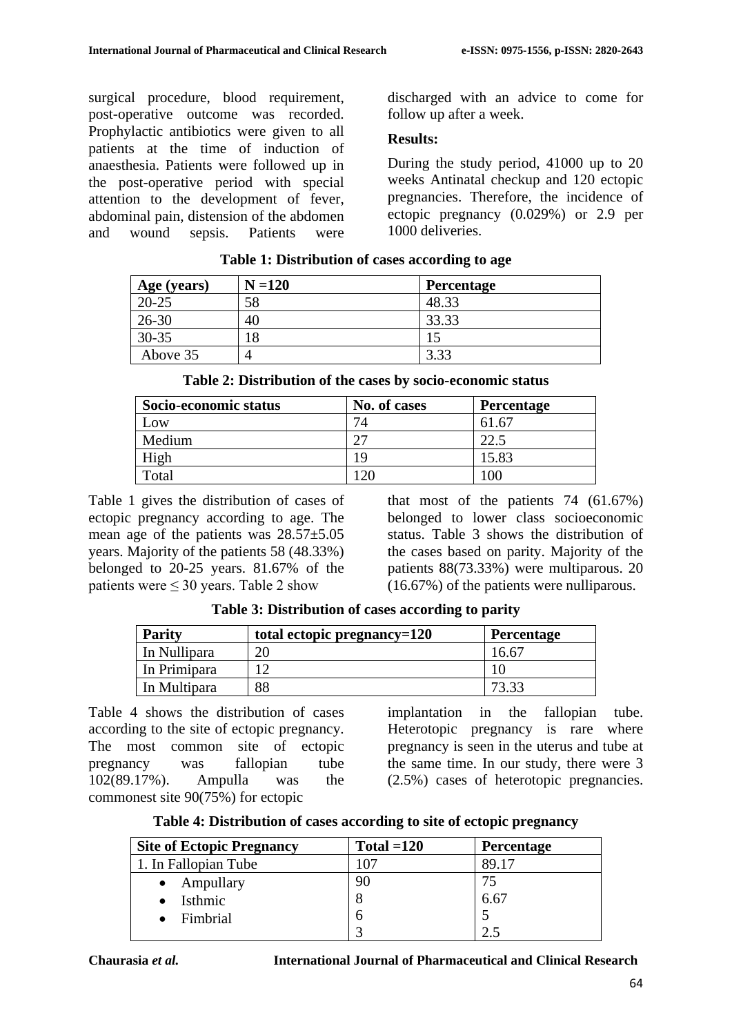surgical procedure, blood requirement, post-operative outcome was recorded. Prophylactic antibiotics were given to all patients at the time of induction of anaesthesia. Patients were followed up in the post-operative period with special attention to the development of fever, abdominal pain, distension of the abdomen and wound sepsis. Patients were discharged with an advice to come for follow up after a week.

**Results:**

During the study period, 41000 up to 20 weeks Antinatal checkup and 120 ectopic pregnancies. Therefore, the incidence of ectopic pregnancy (0.029%) or 2.9 per 1000 deliveries.

**Table 1: Distribution of cases according to age**

| Age (years) | N =120 | Percentage |
|---|---|---|
| 20-25 | 58 | 48.33 |
| 26-30 | 40 | 33.33 |
| 30-35 | 18 | 15 |
| Above 35 | 4 | 3.33 |

**Table 2: Distribution of the cases by socio-economic status**

| Socio-economic status | No. of cases | Percentage |
|---|---|---|
| Low | 74 | 61.67 |
| Medium | 27 | 22.5 |
| High | 19 | 15.83 |
| Total | 120 | 100 |

Table 1 gives the distribution of cases of ectopic pregnancy according to age. The mean age of the patients was 28.57±5.05 years. Majority of the patients 58 (48.33%) belonged to 20-25 years. 81.67% of the patients were ≤ 30 years. Table 2 show that most of the patients 74 (61.67%) belonged to lower class socioeconomic status. Table 3 shows the distribution of the cases based on parity. Majority of the patients 88(73.33%) were multiparous. 20 (16.67%) of the patients were nulliparous.

**Table 3: Distribution of cases according to parity**

| Parity | total ectopic pregnancy=120 | Percentage |
|---|---|---|
| In Nullipara | 20 | 16.67 |
| In Primipara | 12 | 10 |
| In Multipara | 88 | 73.33 |

Table 4 shows the distribution of cases according to the site of ectopic pregnancy. The most common site of ectopic pregnancy was fallopian tube 102(89.17%). Ampulla was the commonest site 90(75%) for ectopic implantation in the fallopian tube. Heterotopic pregnancy is rare where pregnancy is seen in the uterus and tube at the same time. In our study, there were 3 (2.5%) cases of heterotopic pregnancies.

**Table 4: Distribution of cases according to site of ectopic pregnancy**

| Site of Ectopic Pregnancy | Total =120 | Percentage |
|---|---|---|
| 1. In Fallopian Tube | 107 | 89.17 |
| • Ampullary | 90 | 75 |
| • Isthmic | 8 | 6.67 |
| • Fimbrial | 6 | 5 |
| | 3 | 2.5 |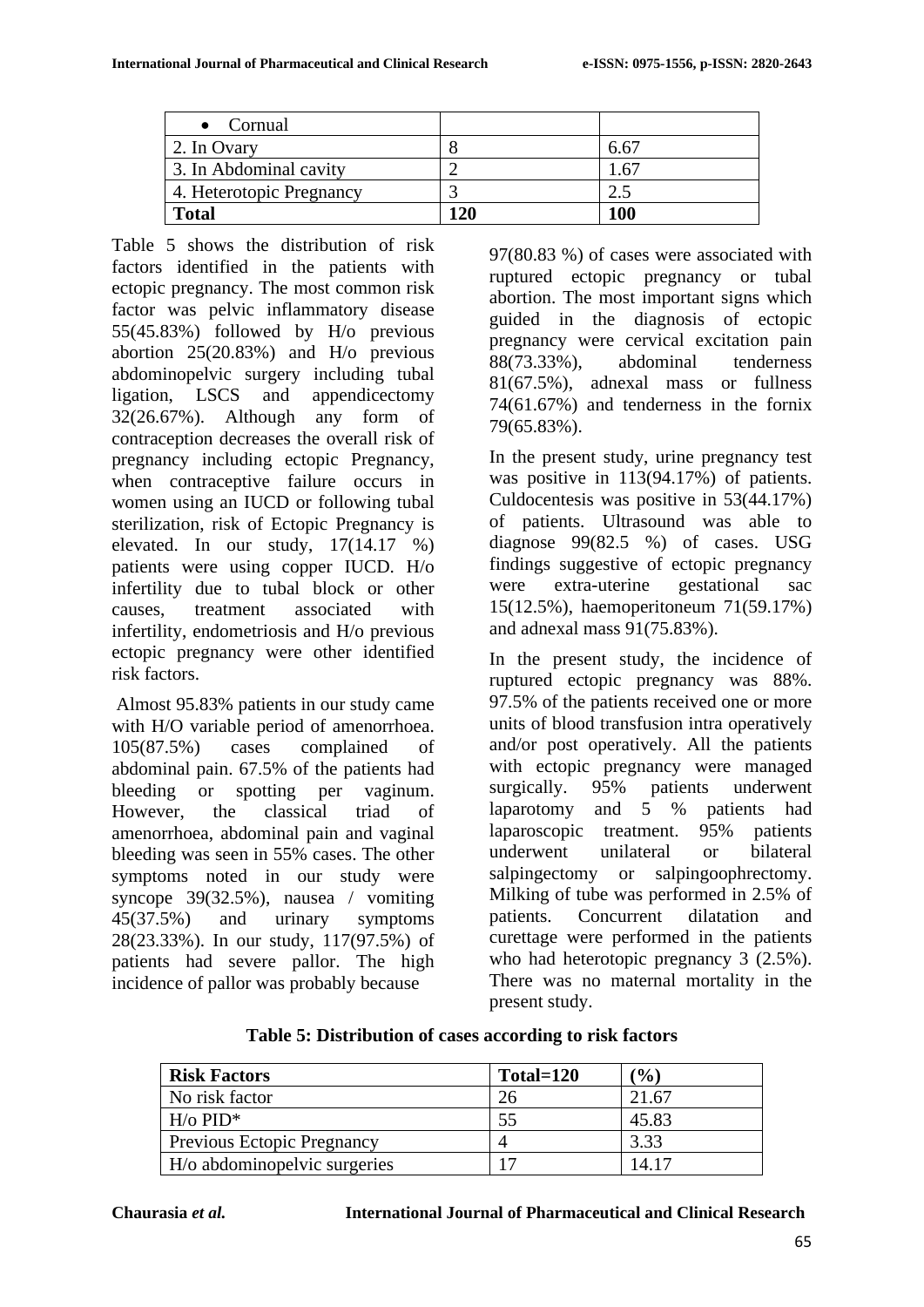| • Cornual | | |
|---|---|---|
| 2. In Ovary | 8 | 6.67 |
| 3. In Abdominal cavity | 2 | 1.67 |
| 4. Heterotopic Pregnancy | 3 | 2.5 |
| **Total** | **120** | **100** |

Table 5 shows the distribution of risk factors identified in the patients with ectopic pregnancy. The most common risk factor was pelvic inflammatory disease 55(45.83%) followed by H/o previous abortion 25(20.83%) and H/o previous abdominopelvic surgery including tubal ligation, LSCS and appendicectomy 32(26.67%). Although any form of contraception decreases the overall risk of pregnancy including ectopic Pregnancy, when contraceptive failure occurs in women using an IUCD or following tubal sterilization, risk of Ectopic Pregnancy is elevated. In our study, 17(14.17 %) patients were using copper IUCD. H/o infertility due to tubal block or other causes, treatment associated with infertility, endometriosis and H/o previous ectopic pregnancy were other identified risk factors.

Almost 95.83% patients in our study came with H/O variable period of amenorrhoea. 105(87.5%) cases complained of abdominal pain. 67.5% of the patients had bleeding or spotting per vaginum. However, the classical triad of amenorrhoea, abdominal pain and vaginal bleeding was seen in 55% cases. The other symptoms noted in our study were syncope 39(32.5%), nausea / vomiting 45(37.5%) and urinary symptoms 28(23.33%). In our study, 117(97.5%) of patients had severe pallor. The high incidence of pallor was probably because 97(80.83 %) of cases were associated with ruptured ectopic pregnancy or tubal abortion. The most important signs which guided in the diagnosis of ectopic pregnancy were cervical excitation pain 88(73.33%), abdominal tenderness 81(67.5%), adnexal mass or fullness 74(61.67%) and tenderness in the fornix 79(65.83%).

In the present study, urine pregnancy test was positive in 113(94.17%) of patients. Culdocentesis was positive in 53(44.17%) of patients. Ultrasound was able to diagnose 99(82.5 %) of cases. USG findings suggestive of ectopic pregnancy were extra-uterine gestational sac 15(12.5%), haemoperitoneum 71(59.17%) and adnexal mass 91(75.83%).

In the present study, the incidence of ruptured ectopic pregnancy was 88%. 97.5% of the patients received one or more units of blood transfusion intra operatively and/or post operatively. All the patients with ectopic pregnancy were managed surgically. 95% patients underwent laparotomy and 5 % patients had laparoscopic treatment. 95% patients underwent unilateral or bilateral salpingectomy or salpingoophrectomy. Milking of tube was performed in 2.5% of patients. Concurrent dilatation and curettage were performed in the patients who had heterotopic pregnancy 3 (2.5%). There was no maternal mortality in the present study.

**Table 5: Distribution of cases according to risk factors**

| Risk Factors | Total=120 | (%) |
|---|---|---|
| No risk factor | 26 | 21.67 |
| H/o PID* | 55 | 45.83 |
| Previous Ectopic Pregnancy | 4 | 3.33 |
| H/o abdominopelvic surgeries | 17 | 14.17 |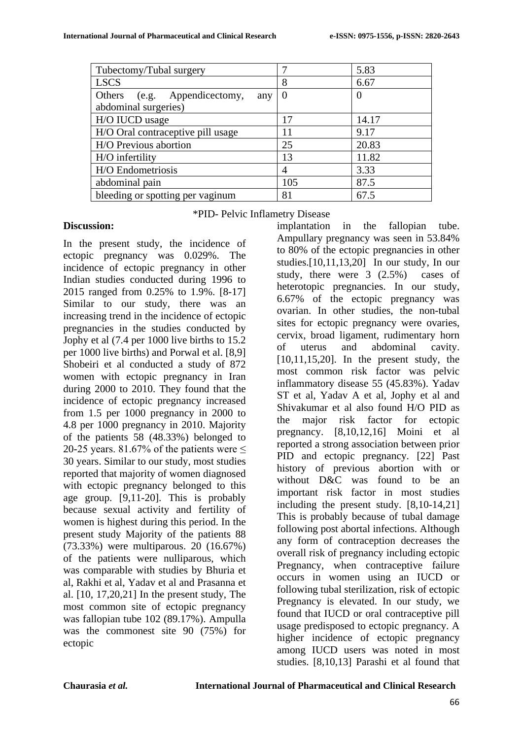| | | |
|---|---|---|
| Tubectomy/Tubal surgery | 7 | 5.83 |
| LSCS | 8 | 6.67 |
| Others (e.g. Appendicectomy, any abdominal surgeries) | 0 | 0 |
| H/O IUCD usage | 17 | 14.17 |
| H/O Oral contraceptive pill usage | 11 | 9.17 |
| H/O Previous abortion | 25 | 20.83 |
| H/O infertility | 13 | 11.82 |
| H/O Endometriosis | 4 | 3.33 |
| abdominal pain | 105 | 87.5 |
| bleeding or spotting per vaginum | 81 | 67.5 |

*PID- Pelvic Inflametry Disease

**Discussion:**

In the present study, the incidence of ectopic pregnancy was 0.029%. The incidence of ectopic pregnancy in other Indian studies conducted during 1996 to 2015 ranged from 0.25% to 1.9%. [8-17] Similar to our study, there was an increasing trend in the incidence of ectopic pregnancies in the studies conducted by Jophy et al (7.4 per 1000 live births to 15.2 per 1000 live births) and Porwal et al. [8,9] Shobeiri et al conducted a study of 872 women with ectopic pregnancy in Iran during 2000 to 2010. They found that the incidence of ectopic pregnancy increased from 1.5 per 1000 pregnancy in 2000 to 4.8 per 1000 pregnancy in 2010. Majority of the patients 58 (48.33%) belonged to 20-25 years. 81.67% of the patients were ≤ 30 years. Similar to our study, most studies reported that majority of women diagnosed with ectopic pregnancy belonged to this age group. [9,11-20]. This is probably because sexual activity and fertility of women is highest during this period. In the present study Majority of the patients 88 (73.33%) were multiparous. 20 (16.67%) of the patients were nulliparous, which was comparable with studies by Bhuria et al, Rakhi et al, Yadav et al and Prasanna et al. [10, 17,20,21] In the present study, The most common site of ectopic pregnancy was fallopian tube 102 (89.17%). Ampulla was the commonest site 90 (75%) for ectopic implantation in the fallopian tube. Ampullary pregnancy was seen in 53.84% to 80% of the ectopic pregnancies in other studies.[10,11,13,20] In our study, In our study, there were 3 (2.5%) cases of heterotopic pregnancies. In our study, 6.67% of the ectopic pregnancy was ovarian. In other studies, the non-tubal sites for ectopic pregnancy were ovaries, cervix, broad ligament, rudimentary horn of uterus and abdominal cavity. [10,11,15,20]. In the present study, the most common risk factor was pelvic inflammatory disease 55 (45.83%). Yadav ST et al, Yadav A et al, Jophy et al and Shivakumar et al also found H/O PID as the major risk factor for ectopic pregnancy. [8,10,12,16] Moini et al reported a strong association between prior PID and ectopic pregnancy. [22] Past history of previous abortion with or without D&C was found to be an important risk factor in most studies including the present study. [8,10-14,21] This is probably because of tubal damage following post abortal infections. Although any form of contraception decreases the overall risk of pregnancy including ectopic Pregnancy, when contraceptive failure occurs in women using an IUCD or following tubal sterilization, risk of ectopic Pregnancy is elevated. In our study, we found that IUCD or oral contraceptive pill usage predisposed to ectopic pregnancy. A higher incidence of ectopic pregnancy among IUCD users was noted in most studies. [8,10,13] Parashi et al found that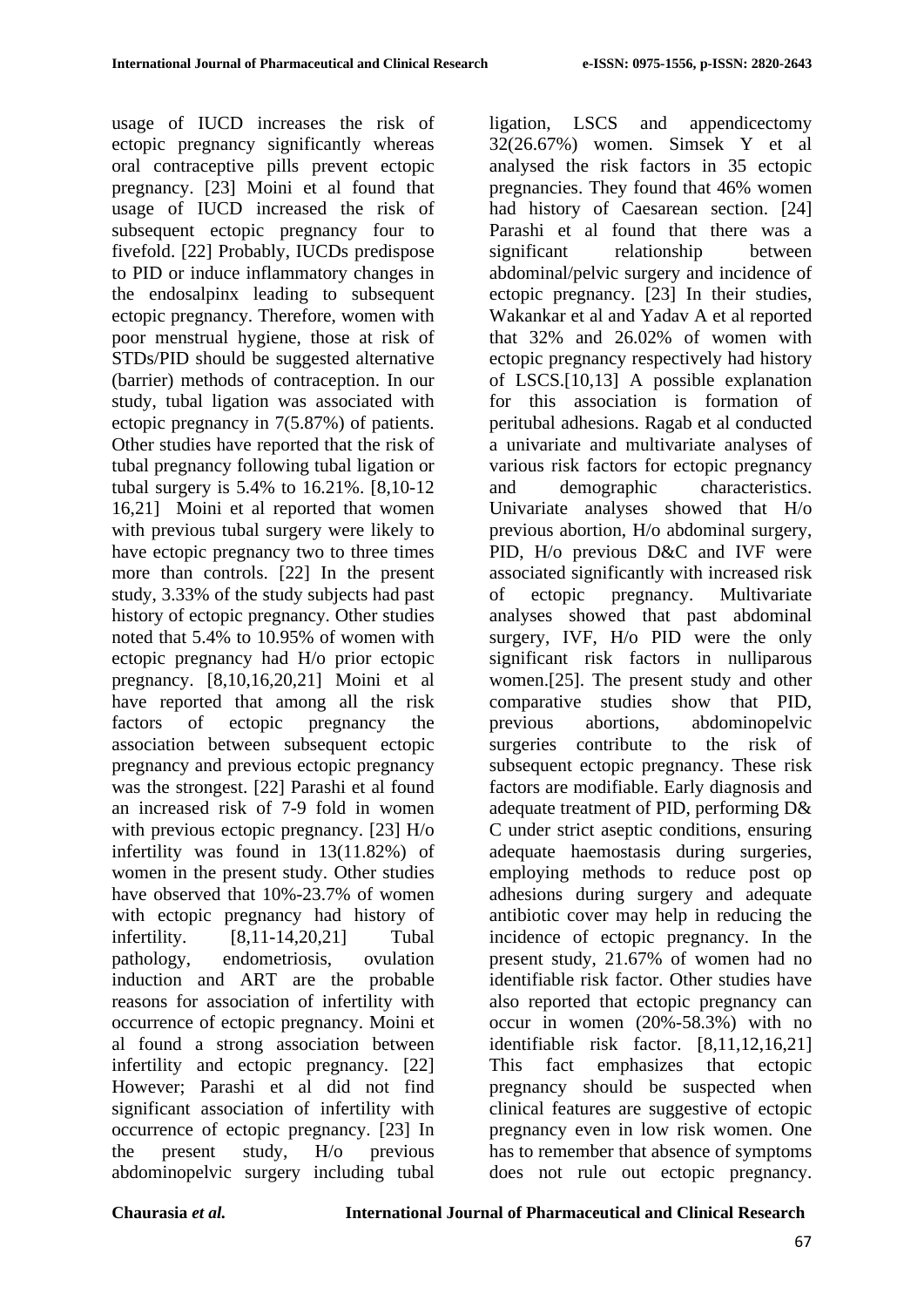usage of IUCD increases the risk of ectopic pregnancy significantly whereas oral contraceptive pills prevent ectopic pregnancy. [23] Moini et al found that usage of IUCD increased the risk of subsequent ectopic pregnancy four to fivefold. [22] Probably, IUCDs predispose to PID or induce inflammatory changes in the endosalpinx leading to subsequent ectopic pregnancy. Therefore, women with poor menstrual hygiene, those at risk of STDs/PID should be suggested alternative (barrier) methods of contraception. In our study, tubal ligation was associated with ectopic pregnancy in 7(5.87%) of patients. Other studies have reported that the risk of tubal pregnancy following tubal ligation or tubal surgery is 5.4% to 16.21%. [8,10-12 16,21] Moini et al reported that women with previous tubal surgery were likely to have ectopic pregnancy two to three times more than controls. [22] In the present study, 3.33% of the study subjects had past history of ectopic pregnancy. Other studies noted that 5.4% to 10.95% of women with ectopic pregnancy had H/o prior ectopic pregnancy. [8,10,16,20,21] Moini et al have reported that among all the risk factors of ectopic pregnancy the association between subsequent ectopic pregnancy and previous ectopic pregnancy was the strongest. [22] Parashi et al found an increased risk of 7-9 fold in women with previous ectopic pregnancy. [23] H/o infertility was found in 13(11.82%) of women in the present study. Other studies have observed that 10%-23.7% of women with ectopic pregnancy had history of infertility. [8,11-14,20,21] Tubal pathology, endometriosis, ovulation induction and ART are the probable reasons for association of infertility with occurrence of ectopic pregnancy. Moini et al found a strong association between infertility and ectopic pregnancy. [22] However; Parashi et al did not find significant association of infertility with occurrence of ectopic pregnancy. [23] In the present study, H/o previous abdominopelvic surgery including tubal ligation, LSCS and appendicectomy 32(26.67%) women. Simsek Y et al analysed the risk factors in 35 ectopic pregnancies. They found that 46% women had history of Caesarean section. [24] Parashi et al found that there was a significant relationship between abdominal/pelvic surgery and incidence of ectopic pregnancy. [23] In their studies, Wakankar et al and Yadav A et al reported that 32% and 26.02% of women with ectopic pregnancy respectively had history of LSCS.[10,13] A possible explanation for this association is formation of peritubal adhesions. Ragab et al conducted a univariate and multivariate analyses of various risk factors for ectopic pregnancy and demographic characteristics. Univariate analyses showed that H/o previous abortion, H/o abdominal surgery, PID, H/o previous D&C and IVF were associated significantly with increased risk of ectopic pregnancy. Multivariate analyses showed that past abdominal surgery, IVF, H/o PID were the only significant risk factors in nulliparous women.[25]. The present study and other comparative studies show that PID, previous abortions, abdominopelvic surgeries contribute to the risk of subsequent ectopic pregnancy. These risk factors are modifiable. Early diagnosis and adequate treatment of PID, performing D& C under strict aseptic conditions, ensuring adequate haemostasis during surgeries, employing methods to reduce post op adhesions during surgery and adequate antibiotic cover may help in reducing the incidence of ectopic pregnancy. In the present study, 21.67% of women had no identifiable risk factor. Other studies have also reported that ectopic pregnancy can occur in women (20%-58.3%) with no identifiable risk factor. [8,11,12,16,21] This fact emphasizes that ectopic pregnancy should be suspected when clinical features are suggestive of ectopic pregnancy even in low risk women. One has to remember that absence of symptoms does not rule out ectopic pregnancy.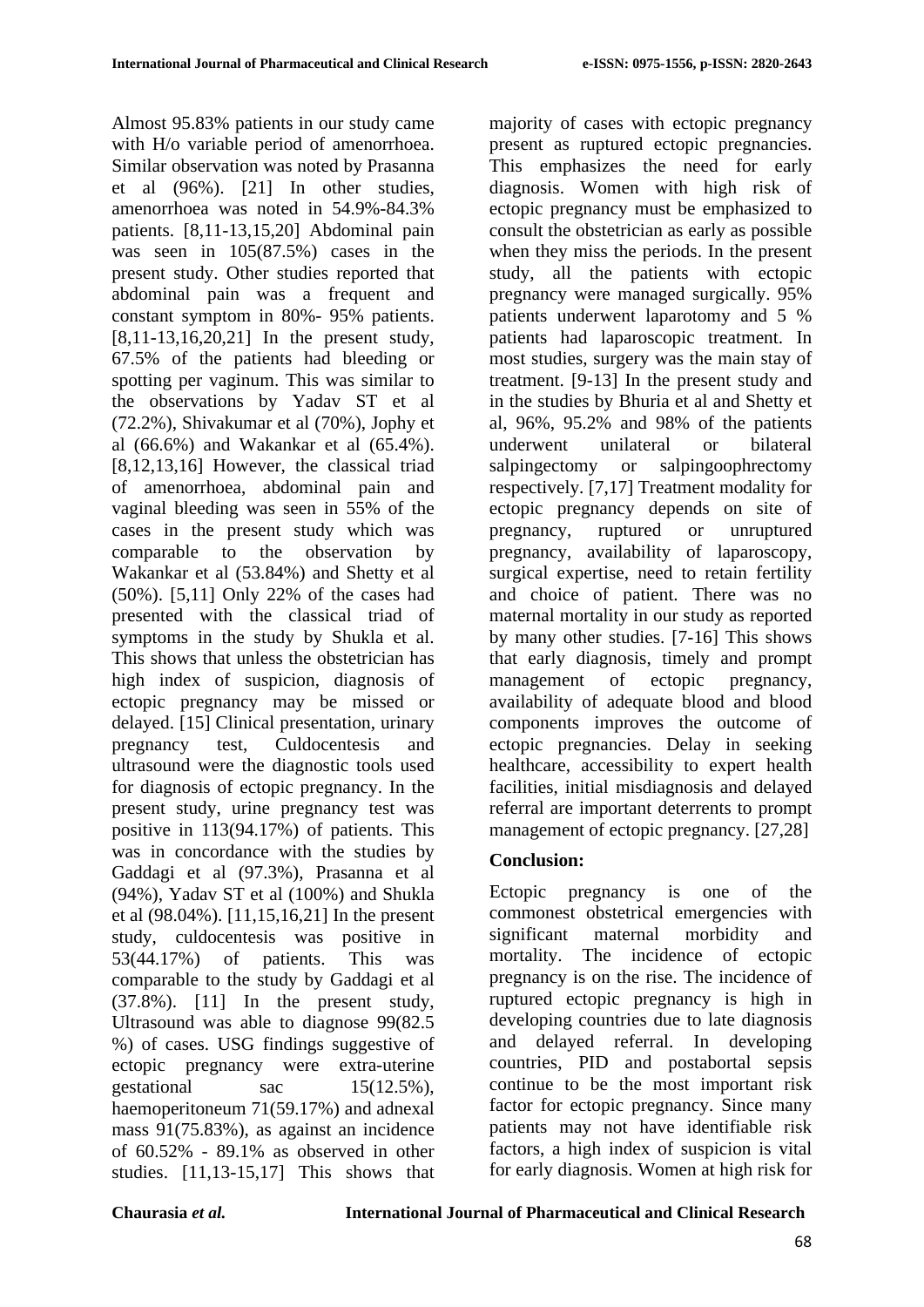Almost 95.83% patients in our study came with H/o variable period of amenorrhoea. Similar observation was noted by Prasanna et al (96%). [21] In other studies, amenorrhoea was noted in 54.9%-84.3% patients. [8,11-13,15,20] Abdominal pain was seen in 105(87.5%) cases in the present study. Other studies reported that abdominal pain was a frequent and constant symptom in 80%- 95% patients. [8,11-13,16,20,21] In the present study, 67.5% of the patients had bleeding or spotting per vaginum. This was similar to the observations by Yadav ST et al (72.2%), Shivakumar et al (70%), Jophy et al (66.6%) and Wakankar et al (65.4%). [8,12,13,16] However, the classical triad of amenorrhoea, abdominal pain and vaginal bleeding was seen in 55% of the cases in the present study which was comparable to the observation by Wakankar et al (53.84%) and Shetty et al (50%). [5,11] Only 22% of the cases had presented with the classical triad of symptoms in the study by Shukla et al. This shows that unless the obstetrician has high index of suspicion, diagnosis of ectopic pregnancy may be missed or delayed. [15] Clinical presentation, urinary pregnancy test, Culdocentesis and ultrasound were the diagnostic tools used for diagnosis of ectopic pregnancy. In the present study, urine pregnancy test was positive in 113(94.17%) of patients. This was in concordance with the studies by Gaddagi et al (97.3%), Prasanna et al (94%), Yadav ST et al (100%) and Shukla et al (98.04%). [11,15,16,21] In the present study, culdocentesis was positive in 53(44.17%) of patients. This was comparable to the study by Gaddagi et al (37.8%). [11] In the present study, Ultrasound was able to diagnose 99(82.5 %) of cases. USG findings suggestive of ectopic pregnancy were extra-uterine gestational sac 15(12.5%), haemoperitoneum 71(59.17%) and adnexal mass 91(75.83%), as against an incidence of 60.52% - 89.1% as observed in other studies. [11,13-15,17] This shows that majority of cases with ectopic pregnancy present as ruptured ectopic pregnancies. This emphasizes the need for early diagnosis. Women with high risk of ectopic pregnancy must be emphasized to consult the obstetrician as early as possible when they miss the periods. In the present study, all the patients with ectopic pregnancy were managed surgically. 95% patients underwent laparotomy and 5 % patients had laparoscopic treatment. In most studies, surgery was the main stay of treatment. [9-13] In the present study and in the studies by Bhuria et al and Shetty et al, 96%, 95.2% and 98% of the patients underwent unilateral or bilateral salpingectomy or salpingoophrectomy respectively. [7,17] Treatment modality for ectopic pregnancy depends on site of pregnancy, ruptured or unruptured pregnancy, availability of laparoscopy, surgical expertise, need to retain fertility and choice of patient. There was no maternal mortality in our study as reported by many other studies. [7-16] This shows that early diagnosis, timely and prompt management of ectopic pregnancy, availability of adequate blood and blood components improves the outcome of ectopic pregnancies. Delay in seeking healthcare, accessibility to expert health facilities, initial misdiagnosis and delayed referral are important deterrents to prompt management of ectopic pregnancy. [27,28]

## Conclusion:

Ectopic pregnancy is one of the commonest obstetrical emergencies with significant maternal morbidity and mortality. The incidence of ectopic pregnancy is on the rise. The incidence of ruptured ectopic pregnancy is high in developing countries due to late diagnosis and delayed referral. In developing countries, PID and postabortal sepsis continue to be the most important risk factor for ectopic pregnancy. Since many patients may not have identifiable risk factors, a high index of suspicion is vital for early diagnosis. Women at high risk for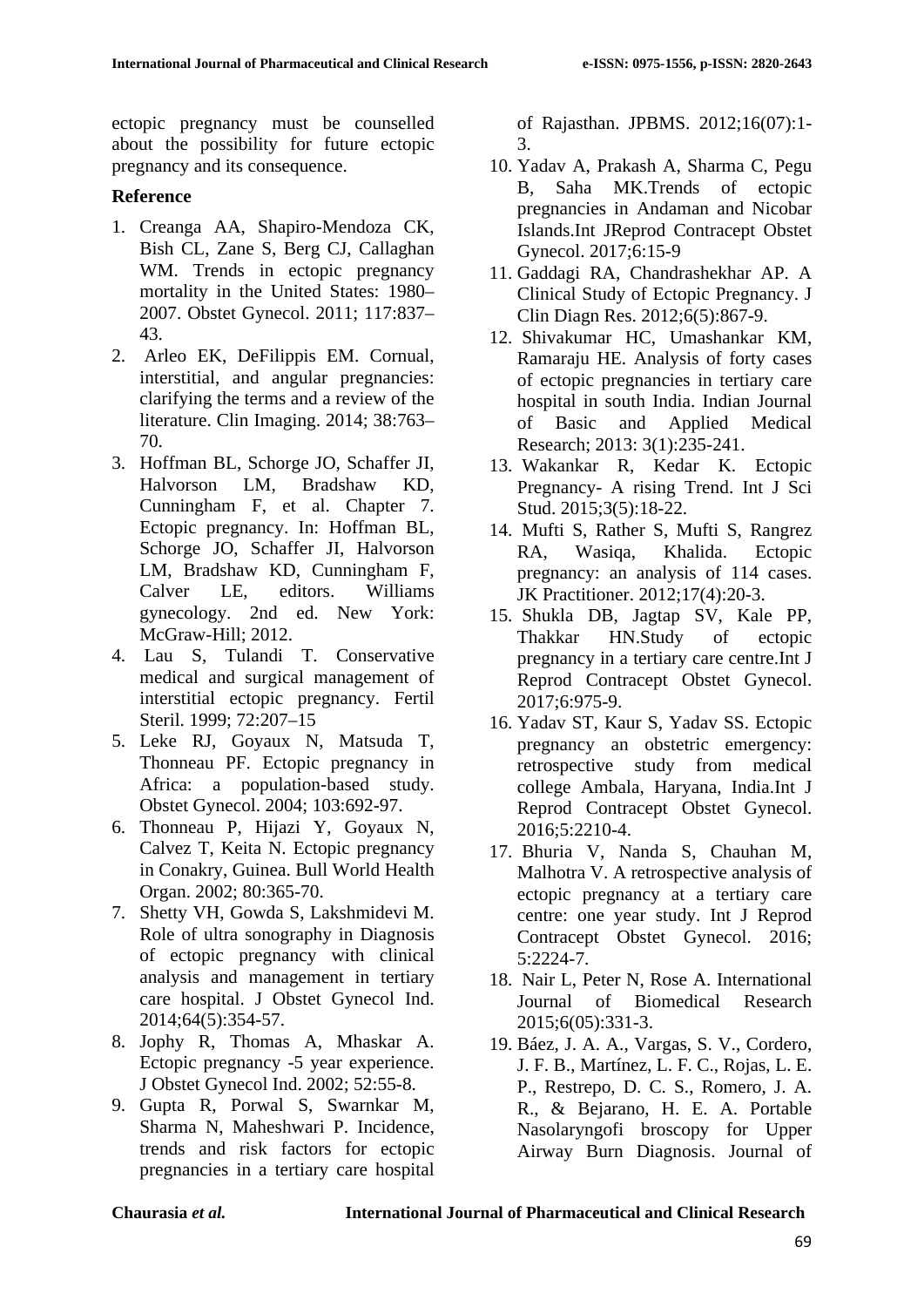ectopic pregnancy must be counselled about the possibility for future ectopic pregnancy and its consequence.

## Reference

1. Creanga AA, Shapiro-Mendoza CK, Bish CL, Zane S, Berg CJ, Callaghan WM. Trends in ectopic pregnancy mortality in the United States: 1980–2007. Obstet Gynecol. 2011; 117:837–43.
2. Arleo EK, DeFilippis EM. Cornual, interstitial, and angular pregnancies: clarifying the terms and a review of the literature. Clin Imaging. 2014; 38:763–70.
3. Hoffman BL, Schorge JO, Schaffer JI, Halvorson LM, Bradshaw KD, Cunningham F, et al. Chapter 7. Ectopic pregnancy. In: Hoffman BL, Schorge JO, Schaffer JI, Halvorson LM, Bradshaw KD, Cunningham F, Calver LE, editors. Williams gynecology. 2nd ed. New York: McGraw-Hill; 2012.
4. Lau S, Tulandi T. Conservative medical and surgical management of interstitial ectopic pregnancy. Fertil Steril. 1999; 72:207–15
5. Leke RJ, Goyaux N, Matsuda T, Thonneau PF. Ectopic pregnancy in Africa: a population-based study. Obstet Gynecol. 2004; 103:692-97.
6. Thonneau P, Hijazi Y, Goyaux N, Calvez T, Keita N. Ectopic pregnancy in Conakry, Guinea. Bull World Health Organ. 2002; 80:365-70.
7. Shetty VH, Gowda S, Lakshmidevi M. Role of ultra sonography in Diagnosis of ectopic pregnancy with clinical analysis and management in tertiary care hospital. J Obstet Gynecol Ind. 2014;64(5):354-57.
8. Jophy R, Thomas A, Mhaskar A. Ectopic pregnancy -5 year experience. J Obstet Gynecol Ind. 2002; 52:55-8.
9. Gupta R, Porwal S, Swarnkar M, Sharma N, Maheshwari P. Incidence, trends and risk factors for ectopic pregnancies in a tertiary care hospital of Rajasthan. JPBMS. 2012;16(07):1-3.
10. Yadav A, Prakash A, Sharma C, Pegu B, Saha MK.Trends of ectopic pregnancies in Andaman and Nicobar Islands.Int JReprod Contracept Obstet Gynecol. 2017;6:15-9
11. Gaddagi RA, Chandrashekhar AP. A Clinical Study of Ectopic Pregnancy. J Clin Diagn Res. 2012;6(5):867-9.
12. Shivakumar HC, Umashankar KM, Ramaraju HE. Analysis of forty cases of ectopic pregnancies in tertiary care hospital in south India. Indian Journal of Basic and Applied Medical Research; 2013: 3(1):235-241.
13. Wakankar R, Kedar K. Ectopic Pregnancy- A rising Trend. Int J Sci Stud. 2015;3(5):18-22.
14. Mufti S, Rather S, Mufti S, Rangrez RA, Wasiqa, Khalida. Ectopic pregnancy: an analysis of 114 cases. JK Practitioner. 2012;17(4):20-3.
15. Shukla DB, Jagtap SV, Kale PP, Thakkar HN.Study of ectopic pregnancy in a tertiary care centre.Int J Reprod Contracept Obstet Gynecol. 2017;6:975-9.
16. Yadav ST, Kaur S, Yadav SS. Ectopic pregnancy an obstetric emergency: retrospective study from medical college Ambala, Haryana, India.Int J Reprod Contracept Obstet Gynecol. 2016;5:2210-4.
17. Bhuria V, Nanda S, Chauhan M, Malhotra V. A retrospective analysis of ectopic pregnancy at a tertiary care centre: one year study. Int J Reprod Contracept Obstet Gynecol. 2016; 5:2224-7.
18. Nair L, Peter N, Rose A. International Journal of Biomedical Research 2015;6(05):331-3.
19. Báez, J. A. A., Vargas, S. V., Cordero, J. F. B., Martínez, L. F. C., Rojas, L. E. P., Restrepo, D. C. S., Romero, J. A. R., & Bejarano, H. E. A. Portable Nasolaryngofi broscopy for Upper Airway Burn Diagnosis. Journal of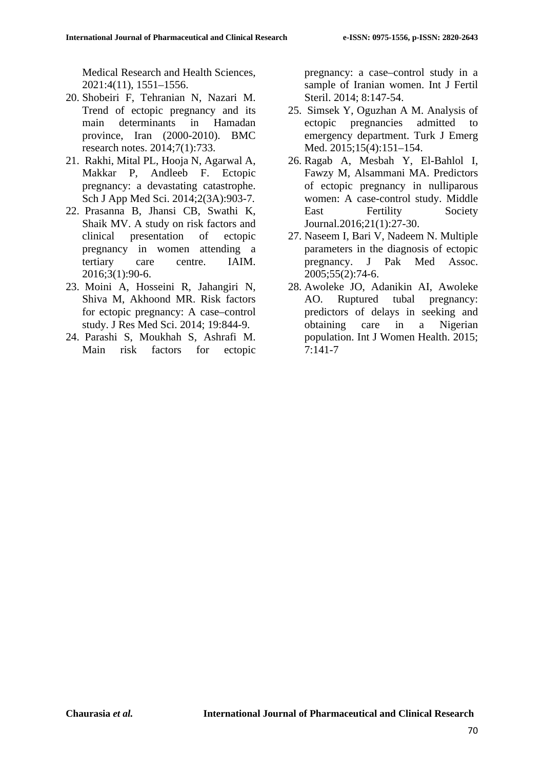Medical Research and Health Sciences, 2021:4(11), 1551–1556.

20. Shobeiri F, Tehranian N, Nazari M. Trend of ectopic pregnancy and its main determinants in Hamadan province, Iran (2000-2010). BMC research notes. 2014;7(1):733.
21. Rakhi, Mital PL, Hooja N, Agarwal A, Makkar P, Andleeb F. Ectopic pregnancy: a devastating catastrophe. Sch J App Med Sci. 2014;2(3A):903-7.
22. Prasanna B, Jhansi CB, Swathi K, Shaik MV. A study on risk factors and clinical presentation of ectopic pregnancy in women attending a tertiary care centre. IAIM. 2016;3(1):90-6.
23. Moini A, Hosseini R, Jahangiri N, Shiva M, Akhoond MR. Risk factors for ectopic pregnancy: A case–control study. J Res Med Sci. 2014; 19:844-9.
24. Parashi S, Moukhah S, Ashrafi M. Main risk factors for ectopic pregnancy: a case–control study in a sample of Iranian women. Int J Fertil Steril. 2014; 8:147-54.
25. Simsek Y, Oguzhan A M. Analysis of ectopic pregnancies admitted to emergency department. Turk J Emerg Med. 2015;15(4):151–154.
26. Ragab A, Mesbah Y, El-Bahlol I, Fawzy M, Alsammani MA. Predictors of ectopic pregnancy in nulliparous women: A case-control study. Middle East Fertility Society Journal.2016;21(1):27-30.
27. Naseem I, Bari V, Nadeem N. Multiple parameters in the diagnosis of ectopic pregnancy. J Pak Med Assoc. 2005;55(2):74-6.
28. Awoleke JO, Adanikin AI, Awoleke AO. Ruptured tubal pregnancy: predictors of delays in seeking and obtaining care in a Nigerian population. Int J Women Health. 2015; 7:141-7